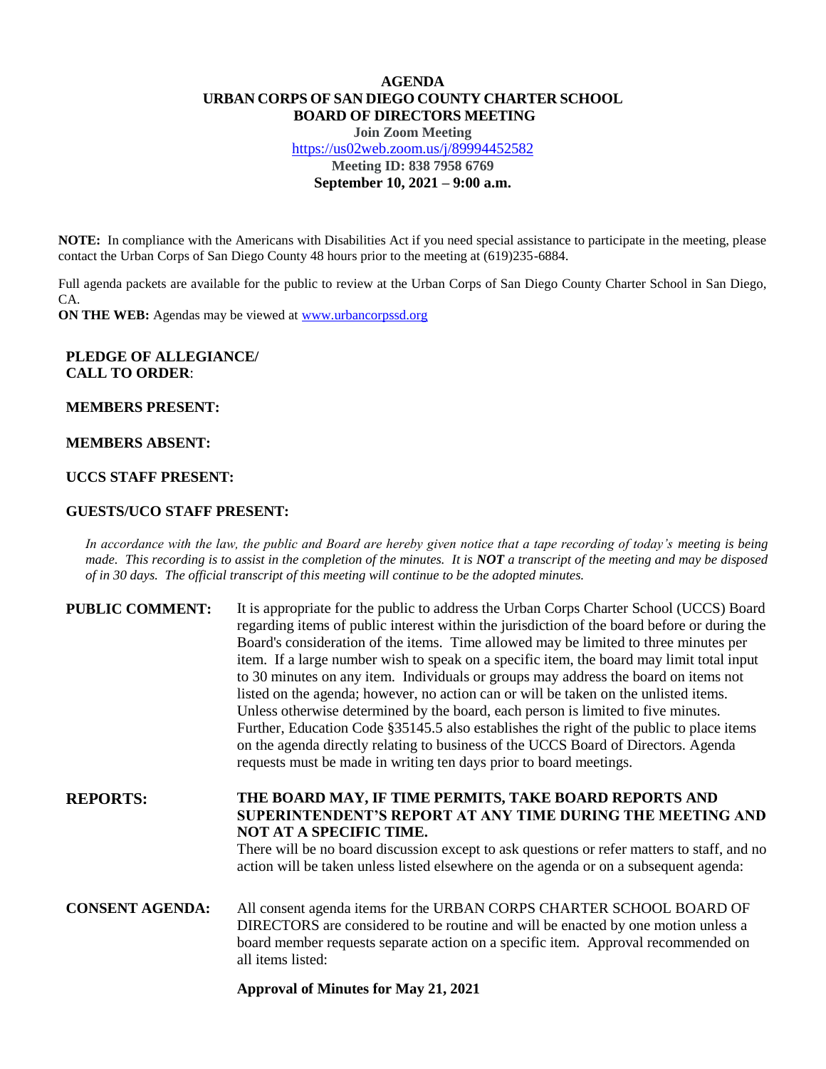# AGENDA
## URBAN CORPS OF SAN DIEGO COUNTY CHARTER SCHOOL
## BOARD OF DIRECTORS MEETING

**Join Zoom Meeting**
https://us02web.zoom.us/j/89994452582
**Meeting ID: 838 7958 6769**
**September 10, 2021 – 9:00 a.m.**

**NOTE:** In compliance with the Americans with Disabilities Act if you need special assistance to participate in the meeting, please contact the Urban Corps of San Diego County 48 hours prior to the meeting at (619)235-6884.

Full agenda packets are available for the public to review at the Urban Corps of San Diego County Charter School in San Diego, CA.

**ON THE WEB:** Agendas may be viewed at www.urbancorpssd.org

**PLEDGE OF ALLEGIANCE/**
**CALL TO ORDER**:

**MEMBERS PRESENT:**

**MEMBERS ABSENT:**

**UCCS STAFF PRESENT:**

**GUESTS/UCO STAFF PRESENT:**

*In accordance with the law, the public and Board are hereby given notice that a tape recording of today's meeting is being made. This recording is to assist in the completion of the minutes. It is* ***NOT*** *a transcript of the meeting and may be disposed of in 30 days. The official transcript of this meeting will continue to be the adopted minutes.*

**PUBLIC COMMENT:** It is appropriate for the public to address the Urban Corps Charter School (UCCS) Board regarding items of public interest within the jurisdiction of the board before or during the Board's consideration of the items. Time allowed may be limited to three minutes per item. If a large number wish to speak on a specific item, the board may limit total input to 30 minutes on any item. Individuals or groups may address the board on items not listed on the agenda; however, no action can or will be taken on the unlisted items. Unless otherwise determined by the board, each person is limited to five minutes. Further, Education Code §35145.5 also establishes the right of the public to place items on the agenda directly relating to business of the UCCS Board of Directors. Agenda requests must be made in writing ten days prior to board meetings.

**REPORTS:** **THE BOARD MAY, IF TIME PERMITS, TAKE BOARD REPORTS AND SUPERINTENDENT'S REPORT AT ANY TIME DURING THE MEETING AND NOT AT A SPECIFIC TIME.**
There will be no board discussion except to ask questions or refer matters to staff, and no action will be taken unless listed elsewhere on the agenda or on a subsequent agenda:

**CONSENT AGENDA:** All consent agenda items for the URBAN CORPS CHARTER SCHOOL BOARD OF DIRECTORS are considered to be routine and will be enacted by one motion unless a board member requests separate action on a specific item. Approval recommended on all items listed:

**Approval of Minutes for May 21, 2021**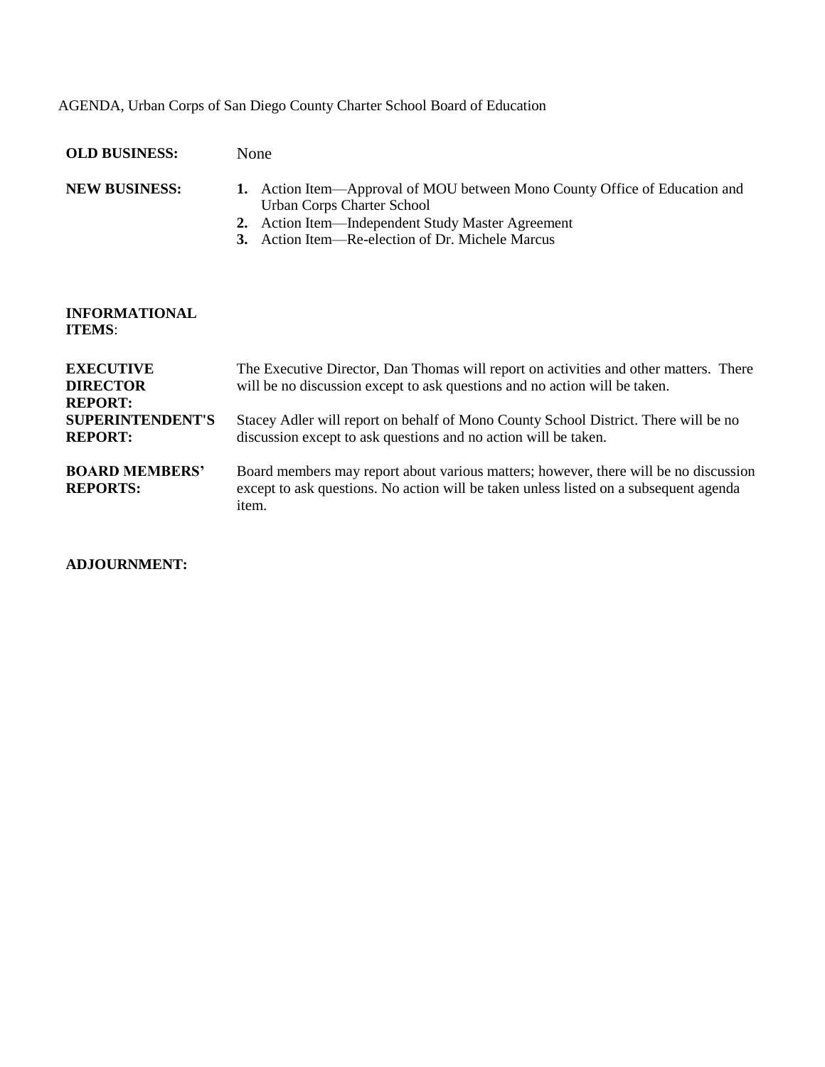AGENDA, Urban Corps of San Diego County Charter School Board of Education

**OLD BUSINESS:** None

**NEW BUSINESS:**

1. Action Item—Approval of MOU between Mono County Office of Education and Urban Corps Charter School
2. Action Item—Independent Study Master Agreement
3. Action Item—Re-election of Dr. Michele Marcus

**INFORMATIONAL ITEMS**:

**EXECUTIVE DIRECTOR REPORT:** The Executive Director, Dan Thomas will report on activities and other matters. There will be no discussion except to ask questions and no action will be taken.

**SUPERINTENDENT'S REPORT:** Stacey Adler will report on behalf of Mono County School District. There will be no discussion except to ask questions and no action will be taken.

**BOARD MEMBERS' REPORTS:** Board members may report about various matters; however, there will be no discussion except to ask questions. No action will be taken unless listed on a subsequent agenda item.

**ADJOURNMENT:**